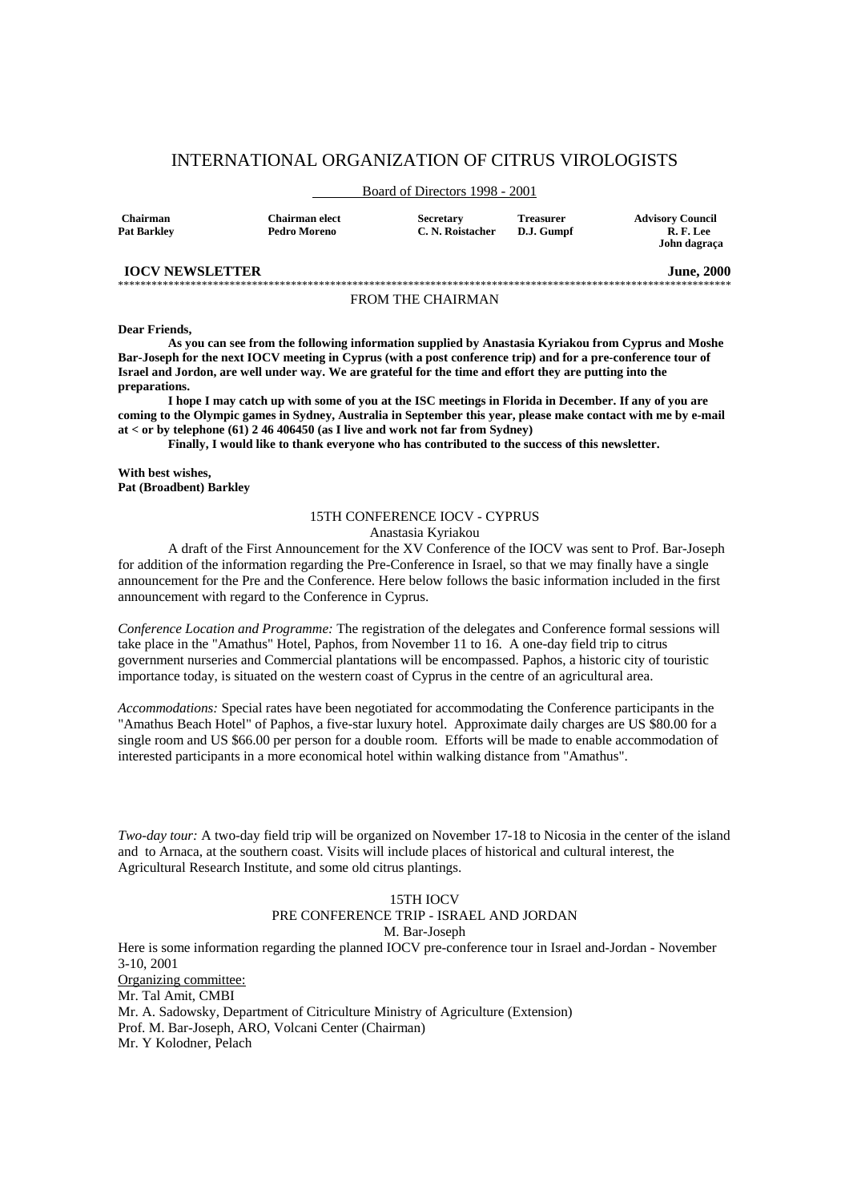# INTERNATIONAL ORGANIZATION OF CITRUS VIROLOGISTS

Board of Directors 1998 - 2001

| Chairman | Chairman elect | Secretary | Treasurer | Advisory Council |
|---|---|---|---|---|
| Pat Barkley | Pedro Moreno | C. N. Roistacher | D.J. Gumpf | R. F. Lee |
| | | | | John dagraça |

**IOCV NEWSLETTER** **June, 2000**

***************************************************************************************************************

FROM THE CHAIRMAN

**Dear Friends,**

**As you can see from the following information supplied by Anastasia Kyriakou from Cyprus and Moshe Bar-Joseph for the next IOCV meeting in Cyprus (with a post conference trip) and for a pre-conference tour of Israel and Jordon, are well under way. We are grateful for the time and effort they are putting into the preparations.**

**I hope I may catch up with some of you at the ISC meetings in Florida in December. If any of you are coming to the Olympic games in Sydney, Australia in September this year, please make contact with me by e-mail at < or by telephone (61) 2 46 406450 (as I live and work not far from Sydney)**

**Finally, I would like to thank everyone who has contributed to the success of this newsletter.**

**With best wishes,**
**Pat (Broadbent) Barkley**

## 15TH CONFERENCE IOCV - CYPRUS

Anastasia Kyriakou

A draft of the First Announcement for the XV Conference of the IOCV was sent to Prof. Bar-Joseph for addition of the information regarding the Pre-Conference in Israel, so that we may finally have a single announcement for the Pre and the Conference. Here below follows the basic information included in the first announcement with regard to the Conference in Cyprus.

*Conference Location and Programme:* The registration of the delegates and Conference formal sessions will take place in the "Amathus" Hotel, Paphos, from November 11 to 16. A one-day field trip to citrus government nurseries and Commercial plantations will be encompassed. Paphos, a historic city of touristic importance today, is situated on the western coast of Cyprus in the centre of an agricultural area.

*Accommodations:* Special rates have been negotiated for accommodating the Conference participants in the "Amathus Beach Hotel" of Paphos, a five-star luxury hotel. Approximate daily charges are US $80.00 for a single room and US $66.00 per person for a double room. Efforts will be made to enable accommodation of interested participants in a more economical hotel within walking distance from "Amathus".

*Two-day tour:* A two-day field trip will be organized on November 17-18 to Nicosia in the center of the island and to Arnaca, at the southern coast. Visits will include places of historical and cultural interest, the Agricultural Research Institute, and some old citrus plantings.

## 15TH IOCV
## PRE CONFERENCE TRIP - ISRAEL AND JORDAN

M. Bar-Joseph

Here is some information regarding the planned IOCV pre-conference tour in Israel and-Jordan - November 3-10, 2001

Organizing committee:

Mr. Tal Amit, CMBI
Mr. A. Sadowsky, Department of Citriculture Ministry of Agriculture (Extension)
Prof. M. Bar-Joseph, ARO, Volcani Center (Chairman)
Mr. Y Kolodner, Pelach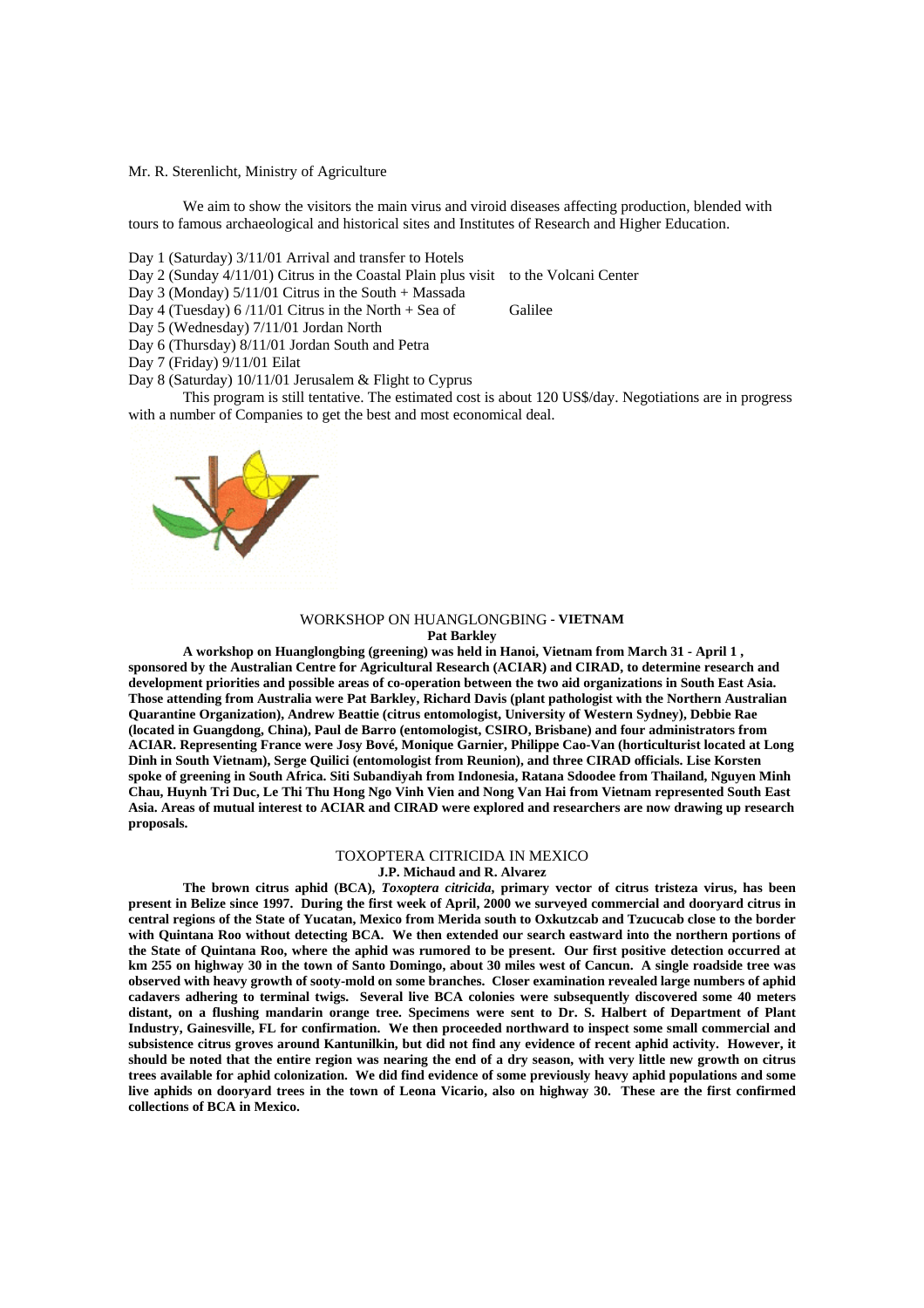Mr. R. Sterenlicht, Ministry of Agriculture

We aim to show the visitors the main virus and viroid diseases affecting production, blended with tours to famous archaeological and historical sites and Institutes of Research and Higher Education.

Day 1 (Saturday) 3/11/01 Arrival and transfer to Hotels
Day 2 (Sunday 4/11/01) Citrus in the Coastal Plain plus visit to the Volcani Center
Day 3 (Monday) 5/11/01 Citrus in the South + Massada
Day 4 (Tuesday) 6 /11/01 Citrus in the North + Sea of Galilee
Day 5 (Wednesday) 7/11/01 Jordan North
Day 6 (Thursday) 8/11/01 Jordan South and Petra
Day 7 (Friday) 9/11/01 Eilat
Day 8 (Saturday) 10/11/01 Jerusalem & Flight to Cyprus

This program is still tentative. The estimated cost is about 120 US$/day. Negotiations are in progress with a number of Companies to get the best and most economical deal.

## WORKSHOP ON HUANGLONGBING - VIETNAM

**Pat Barkley**

**A workshop on Huanglongbing (greening) was held in Hanoi, Vietnam from March 31 - April 1 , sponsored by the Australian Centre for Agricultural Research (ACIAR) and CIRAD, to determine research and development priorities and possible areas of co-operation between the two aid organizations in South East Asia. Those attending from Australia were Pat Barkley, Richard Davis (plant pathologist with the Northern Australian Quarantine Organization), Andrew Beattie (citrus entomologist, University of Western Sydney), Debbie Rae (located in Guangdong, China), Paul de Barro (entomologist, CSIRO, Brisbane) and four administrators from ACIAR. Representing France were Josy Bové, Monique Garnier, Philippe Cao-Van (horticulturist located at Long Dinh in South Vietnam), Serge Quilici (entomologist from Reunion), and three CIRAD officials. Lise Korsten spoke of greening in South Africa. Siti Subandiyah from Indonesia, Ratana Sdoodee from Thailand, Nguyen Minh Chau, Huynh Tri Duc, Le Thi Thu Hong Ngo Vinh Vien and Nong Van Hai from Vietnam represented South East Asia. Areas of mutual interest to ACIAR and CIRAD were explored and researchers are now drawing up research proposals.**

## TOXOPTERA CITRICIDA IN MEXICO

**J.P. Michaud and R. Alvarez**

**The brown citrus aphid (BCA), *Toxoptera citricida*, primary vector of citrus tristeza virus, has been present in Belize since 1997. During the first week of April, 2000 we surveyed commercial and dooryard citrus in central regions of the State of Yucatan, Mexico from Merida south to Oxkutzcab and Tzucucab close to the border with Quintana Roo without detecting BCA. We then extended our search eastward into the northern portions of the State of Quintana Roo, where the aphid was rumored to be present. Our first positive detection occurred at km 255 on highway 30 in the town of Santo Domingo, about 30 miles west of Cancun. A single roadside tree was observed with heavy growth of sooty-mold on some branches. Closer examination revealed large numbers of aphid cadavers adhering to terminal twigs. Several live BCA colonies were subsequently discovered some 40 meters distant, on a flushing mandarin orange tree. Specimens were sent to Dr. S. Halbert of Department of Plant Industry, Gainesville, FL for confirmation. We then proceeded northward to inspect some small commercial and subsistence citrus groves around Kantunilkin, but did not find any evidence of recent aphid activity. However, it should be noted that the entire region was nearing the end of a dry season, with very little new growth on citrus trees available for aphid colonization. We did find evidence of some previously heavy aphid populations and some live aphids on dooryard trees in the town of Leona Vicario, also on highway 30. These are the first confirmed collections of BCA in Mexico.**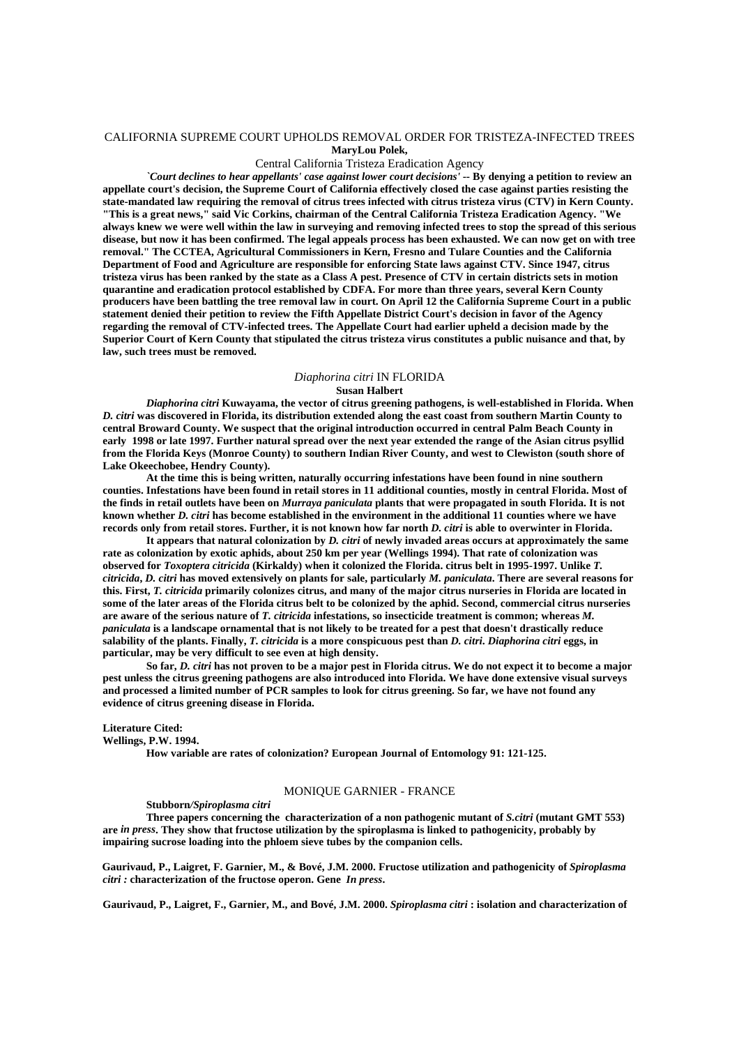## CALIFORNIA SUPREME COURT UPHOLDS REMOVAL ORDER FOR TRISTEZA-INFECTED TREES

**MaryLou Polek,**

Central California Tristeza Eradication Agency

***`Court declines to hear appellants' case against lower court decisions'*** **-- By denying a petition to review an appellate court's decision, the Supreme Court of California effectively closed the case against parties resisting the state-mandated law requiring the removal of citrus trees infected with citrus tristeza virus (CTV) in Kern County. "This is a great news," said Vic Corkins, chairman of the Central California Tristeza Eradication Agency. "We always knew we were well within the law in surveying and removing infected trees to stop the spread of this serious disease, but now it has been confirmed. The legal appeals process has been exhausted. We can now get on with tree removal." The CCTEA, Agricultural Commissioners in Kern, Fresno and Tulare Counties and the California Department of Food and Agriculture are responsible for enforcing State laws against CTV. Since 1947, citrus tristeza virus has been ranked by the state as a Class A pest. Presence of CTV in certain districts sets in motion quarantine and eradication protocol established by CDFA. For more than three years, several Kern County producers have been battling the tree removal law in court. On April 12 the California Supreme Court in a public statement denied their petition to review the Fifth Appellate District Court's decision in favor of the Agency regarding the removal of CTV-infected trees. The Appellate Court had earlier upheld a decision made by the Superior Court of Kern County that stipulated the citrus tristeza virus constitutes a public nuisance and that, by law, such trees must be removed.**

## *Diaphorina citri* IN FLORIDA

**Susan Halbert**

***Diaphorina citri*** **Kuwayama, the vector of citrus greening pathogens, is well-established in Florida. When *D. citri* was discovered in Florida, its distribution extended along the east coast from southern Martin County to central Broward County. We suspect that the original introduction occurred in central Palm Beach County in early 1998 or late 1997. Further natural spread over the next year extended the range of the Asian citrus psyllid from the Florida Keys (Monroe County) to southern Indian River County, and west to Clewiston (south shore of Lake Okeechobee, Hendry County).**

**At the time this is being written, naturally occurring infestations have been found in nine southern counties. Infestations have been found in retail stores in 11 additional counties, mostly in central Florida. Most of the finds in retail outlets have been on *Murraya paniculata* plants that were propagated in south Florida. It is not known whether *D. citri* has become established in the environment in the additional 11 counties where we have records only from retail stores. Further, it is not known how far north *D. citri* is able to overwinter in Florida.**

**It appears that natural colonization by *D. citri* of newly invaded areas occurs at approximately the same rate as colonization by exotic aphids, about 250 km per year (Wellings 1994). That rate of colonization was observed for *Toxoptera citricida* (Kirkaldy) when it colonized the Florida. citrus belt in 1995-1997. Unlike *T. citricida*, *D. citri* has moved extensively on plants for sale, particularly *M. paniculata*. There are several reasons for this. First, *T. citricida* primarily colonizes citrus, and many of the major citrus nurseries in Florida are located in some of the later areas of the Florida citrus belt to be colonized by the aphid. Second, commercial citrus nurseries are aware of the serious nature of *T. citricida* infestations, so insecticide treatment is common; whereas *M. paniculata* is a landscape ornamental that is not likely to be treated for a pest that doesn't drastically reduce salability of the plants. Finally, *T. citricida* is a more conspicuous pest than *D. citri*. *Diaphorina citri* eggs, in particular, may be very difficult to see even at high density.**

**So far, *D. citri* has not proven to be a major pest in Florida citrus. We do not expect it to become a major pest unless the citrus greening pathogens are also introduced into Florida. We have done extensive visual surveys and processed a limited number of PCR samples to look for citrus greening. So far, we have not found any evidence of citrus greening disease in Florida.**

**Literature Cited:**

**Wellings, P.W. 1994.**

**How variable are rates of colonization? European Journal of Entomology 91: 121-125.**

## MONIQUE GARNIER - FRANCE

**Stubborn*/Spiroplasma citri***

**Three papers concerning the characterization of a non pathogenic mutant of *S.citri* (mutant GMT 553) are *in press*. They show that fructose utilization by the spiroplasma is linked to pathogenicity, probably by impairing sucrose loading into the phloem sieve tubes by the companion cells.**

**Gaurivaud, P., Laigret, F. Garnier, M., & Bové, J.M. 2000. Fructose utilization and pathogenicity of *Spiroplasma citri* : characterization of the fructose operon. Gene *In press*.**

**Gaurivaud, P., Laigret, F., Garnier, M., and Bové, J.M. 2000. *Spiroplasma citri* : isolation and characterization of**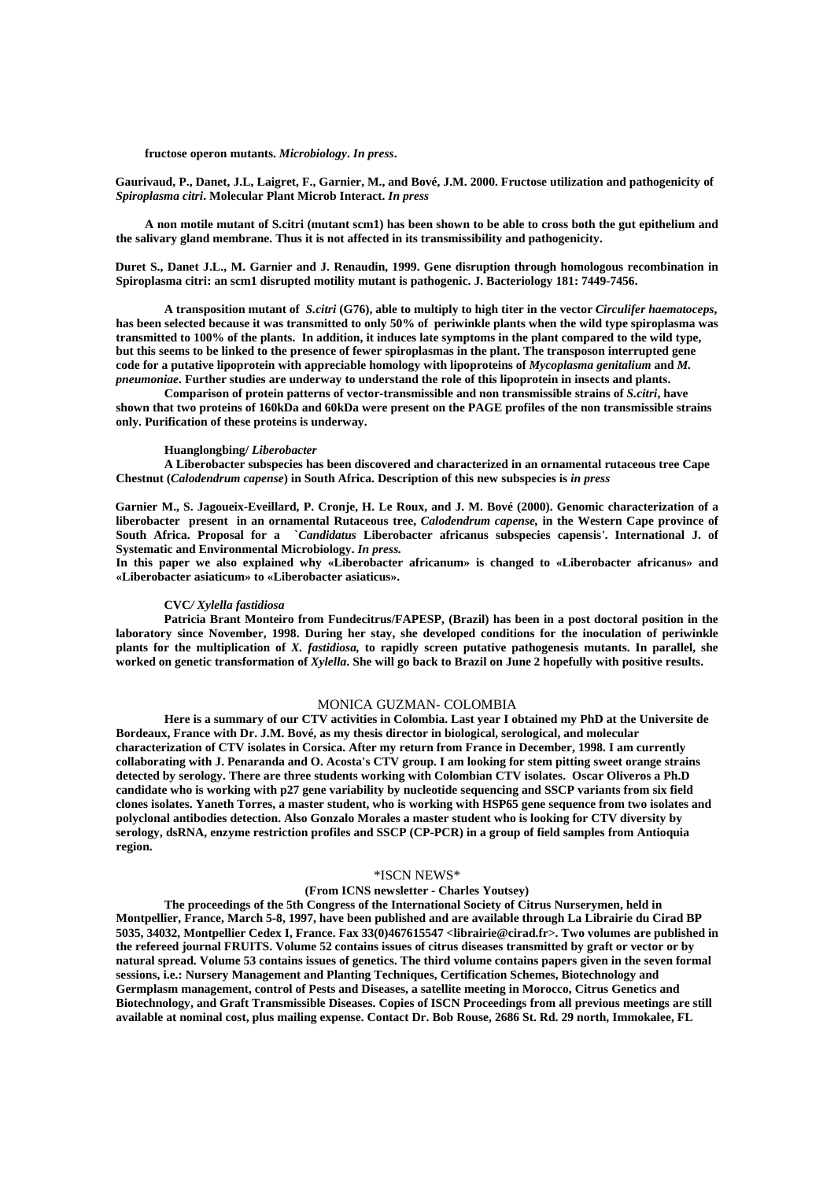**fructose operon mutants. *Microbiology*. *In press*.**

**Gaurivaud, P., Danet, J.L, Laigret, F., Garnier, M., and Bové, J.M. 2000. Fructose utilization and pathogenicity of *Spiroplasma citri*. Molecular Plant Microb Interact. *In press***

**A non motile mutant of S.citri (mutant scm1) has been shown to be able to cross both the gut epithelium and the salivary gland membrane. Thus it is not affected in its transmissibility and pathogenicity.**

**Duret S., Danet J.L., M. Garnier and J. Renaudin, 1999. Gene disruption through homologous recombination in Spiroplasma citri: an scm1 disrupted motility mutant is pathogenic. J. Bacteriology 181: 7449-7456.**

**A transposition mutant of *S.citri* (G76), able to multiply to high titer in the vector *Circulifer haematoceps*, has been selected because it was transmitted to only 50% of periwinkle plants when the wild type spiroplasma was transmitted to 100% of the plants. In addition, it induces late symptoms in the plant compared to the wild type, but this seems to be linked to the presence of fewer spiroplasmas in the plant. The transposon interrupted gene code for a putative lipoprotein with appreciable homology with lipoproteins of *Mycoplasma genitalium* and *M. pneumoniae*. Further studies are underway to understand the role of this lipoprotein in insects and plants.**

**Comparison of protein patterns of vector-transmissible and non transmissible strains of *S.citri*, have shown that two proteins of 160kDa and 60kDa were present on the PAGE profiles of the non transmissible strains only. Purification of these proteins is underway.**

**Huanglongbing/ *Liberobacter***

**A Liberobacter subspecies has been discovered and characterized in an ornamental rutaceous tree Cape Chestnut (*Calodendrum capense*) in South Africa. Description of this new subspecies is *in press***

**Garnier M., S. Jagoueix-Eveillard, P. Cronje, H. Le Roux, and J. M. Bové (2000). Genomic characterization of a liberobacter present in an ornamental Rutaceous tree, *Calodendrum capense*, in the Western Cape province of South Africa. Proposal for a `*Candidatus* Liberobacter africanus subspecies capensis'. International J. of Systematic and Environmental Microbiology. *In press.***

**In this paper we also explained why «Liberobacter africanum» is changed to «Liberobacter africanus» and «Liberobacter asiaticum» to «Liberobacter asiaticus».**

**CVC/ *Xylella fastidiosa***

**Patricia Brant Monteiro from Fundecitrus/FAPESP, (Brazil) has been in a post doctoral position in the laboratory since November, 1998. During her stay, she developed conditions for the inoculation of periwinkle plants for the multiplication of *X. fastidiosa*, to rapidly screen putative pathogenesis mutants. In parallel, she worked on genetic transformation of *Xylella*. She will go back to Brazil on June 2 hopefully with positive results.**

## MONICA GUZMAN- COLOMBIA

**Here is a summary of our CTV activities in Colombia. Last year I obtained my PhD at the Universite de Bordeaux, France with Dr. J.M. Bové, as my thesis director in biological, serological, and molecular characterization of CTV isolates in Corsica. After my return from France in December, 1998. I am currently collaborating with J. Penaranda and O. Acosta's CTV group. I am looking for stem pitting sweet orange strains detected by serology. There are three students working with Colombian CTV isolates. Oscar Oliveros a Ph.D candidate who is working with p27 gene variability by nucleotide sequencing and SSCP variants from six field clones isolates. Yaneth Torres, a master student, who is working with HSP65 gene sequence from two isolates and polyclonal antibodies detection. Also Gonzalo Morales a master student who is looking for CTV diversity by serology, dsRNA, enzyme restriction profiles and SSCP (CP-PCR) in a group of field samples from Antioquia region.**

## \*ISCN NEWS\*

**(From ICNS newsletter - Charles Youtsey)**

**The proceedings of the 5th Congress of the International Society of Citrus Nurserymen, held in Montpellier, France, March 5-8, 1997, have been published and are available through La Librairie du Cirad BP 5035, 34032, Montpellier Cedex I, France. Fax 33(0)467615547 <librairie@cirad.fr>. Two volumes are published in the refereed journal FRUITS. Volume 52 contains issues of citrus diseases transmitted by graft or vector or by natural spread. Volume 53 contains issues of genetics. The third volume contains papers given in the seven formal sessions, i.e.: Nursery Management and Planting Techniques, Certification Schemes, Biotechnology and Germplasm management, control of Pests and Diseases, a satellite meeting in Morocco, Citrus Genetics and Biotechnology, and Graft Transmissible Diseases. Copies of ISCN Proceedings from all previous meetings are still available at nominal cost, plus mailing expense. Contact Dr. Bob Rouse, 2686 St. Rd. 29 north, Immokalee, FL**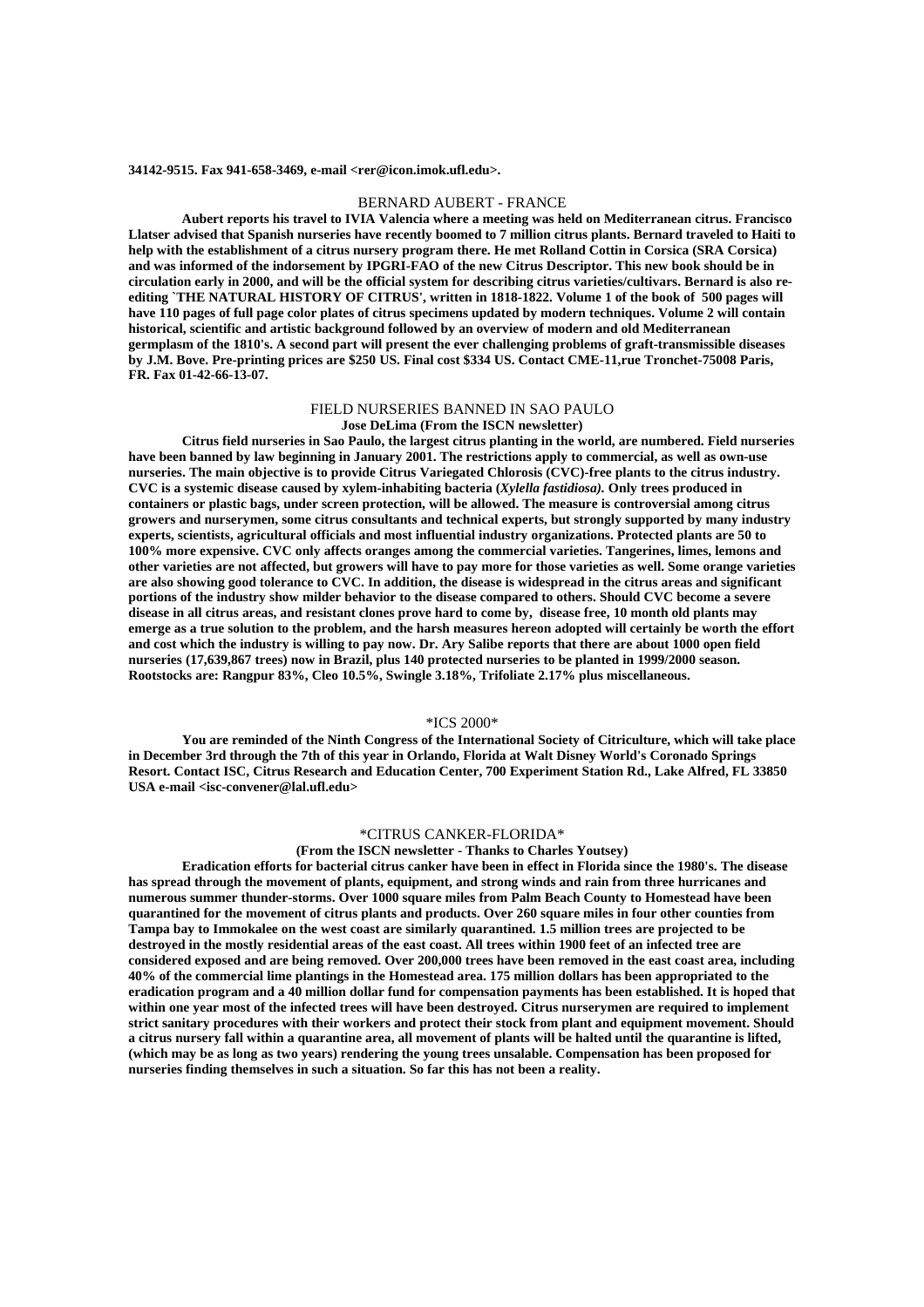**34142-9515. Fax 941-658-3469, e-mail <rer@icon.imok.ufl.edu>.**

## BERNARD AUBERT - FRANCE

**Aubert reports his travel to IVIA Valencia where a meeting was held on Mediterranean citrus. Francisco Llatser advised that Spanish nurseries have recently boomed to 7 million citrus plants. Bernard traveled to Haiti to help with the establishment of a citrus nursery program there. He met Rolland Cottin in Corsica (SRA Corsica) and was informed of the indorsement by IPGRI-FAO of the new Citrus Descriptor. This new book should be in circulation early in 2000, and will be the official system for describing citrus varieties/cultivars. Bernard is also re-editing `THE NATURAL HISTORY OF CITRUS', written in 1818-1822. Volume 1 of the book of 500 pages will have 110 pages of full page color plates of citrus specimens updated by modern techniques. Volume 2 will contain historical, scientific and artistic background followed by an overview of modern and old Mediterranean germplasm of the 1810's. A second part will present the ever challenging problems of graft-transmissible diseases by J.M. Bove. Pre-printing prices are $250 US. Final cost $334 US. Contact CME-11,rue Tronchet-75008 Paris, FR. Fax 01-42-66-13-07.**

## FIELD NURSERIES BANNED IN SAO PAULO

**Jose DeLima (From the ISCN newsletter)**

**Citrus field nurseries in Sao Paulo, the largest citrus planting in the world, are numbered. Field nurseries have been banned by law beginning in January 2001. The restrictions apply to commercial, as well as own-use nurseries. The main objective is to provide Citrus Variegated Chlorosis (CVC)-free plants to the citrus industry. CVC is a systemic disease caused by xylem-inhabiting bacteria (*Xylella fastidiosa).* Only trees produced in containers or plastic bags, under screen protection, will be allowed. The measure is controversial among citrus growers and nurserymen, some citrus consultants and technical experts, but strongly supported by many industry experts, scientists, agricultural officials and most influential industry organizations. Protected plants are 50 to 100% more expensive. CVC only affects oranges among the commercial varieties. Tangerines, limes, lemons and other varieties are not affected, but growers will have to pay more for those varieties as well. Some orange varieties are also showing good tolerance to CVC. In addition, the disease is widespread in the citrus areas and significant portions of the industry show milder behavior to the disease compared to others. Should CVC become a severe disease in all citrus areas, and resistant clones prove hard to come by, disease free, 10 month old plants may emerge as a true solution to the problem, and the harsh measures hereon adopted will certainly be worth the effort and cost which the industry is willing to pay now. Dr. Ary Salibe reports that there are about 1000 open field nurseries (17,639,867 trees) now in Brazil, plus 140 protected nurseries to be planted in 1999/2000 season. Rootstocks are: Rangpur 83%, Cleo 10.5%, Swingle 3.18%, Trifoliate 2.17% plus miscellaneous.**

## *ICS 2000*

**You are reminded of the Ninth Congress of the International Society of Citriculture, which will take place in December 3rd through the 7th of this year in Orlando, Florida at Walt Disney World's Coronado Springs Resort. Contact ISC, Citrus Research and Education Center, 700 Experiment Station Rd., Lake Alfred, FL 33850 USA e-mail <isc-convener@lal.ufl.edu>**

## *CITRUS CANKER-FLORIDA*

**(From the ISCN newsletter - Thanks to Charles Youtsey)**

**Eradication efforts for bacterial citrus canker have been in effect in Florida since the 1980's. The disease has spread through the movement of plants, equipment, and strong winds and rain from three hurricanes and numerous summer thunder-storms. Over 1000 square miles from Palm Beach County to Homestead have been quarantined for the movement of citrus plants and products. Over 260 square miles in four other counties from Tampa bay to Immokalee on the west coast are similarly quarantined. 1.5 million trees are projected to be destroyed in the mostly residential areas of the east coast. All trees within 1900 feet of an infected tree are considered exposed and are being removed. Over 200,000 trees have been removed in the east coast area, including 40% of the commercial lime plantings in the Homestead area. 175 million dollars has been appropriated to the eradication program and a 40 million dollar fund for compensation payments has been established. It is hoped that within one year most of the infected trees will have been destroyed. Citrus nurserymen are required to implement strict sanitary procedures with their workers and protect their stock from plant and equipment movement. Should a citrus nursery fall within a quarantine area, all movement of plants will be halted until the quarantine is lifted, (which may be as long as two years) rendering the young trees unsalable. Compensation has been proposed for nurseries finding themselves in such a situation. So far this has not been a reality.**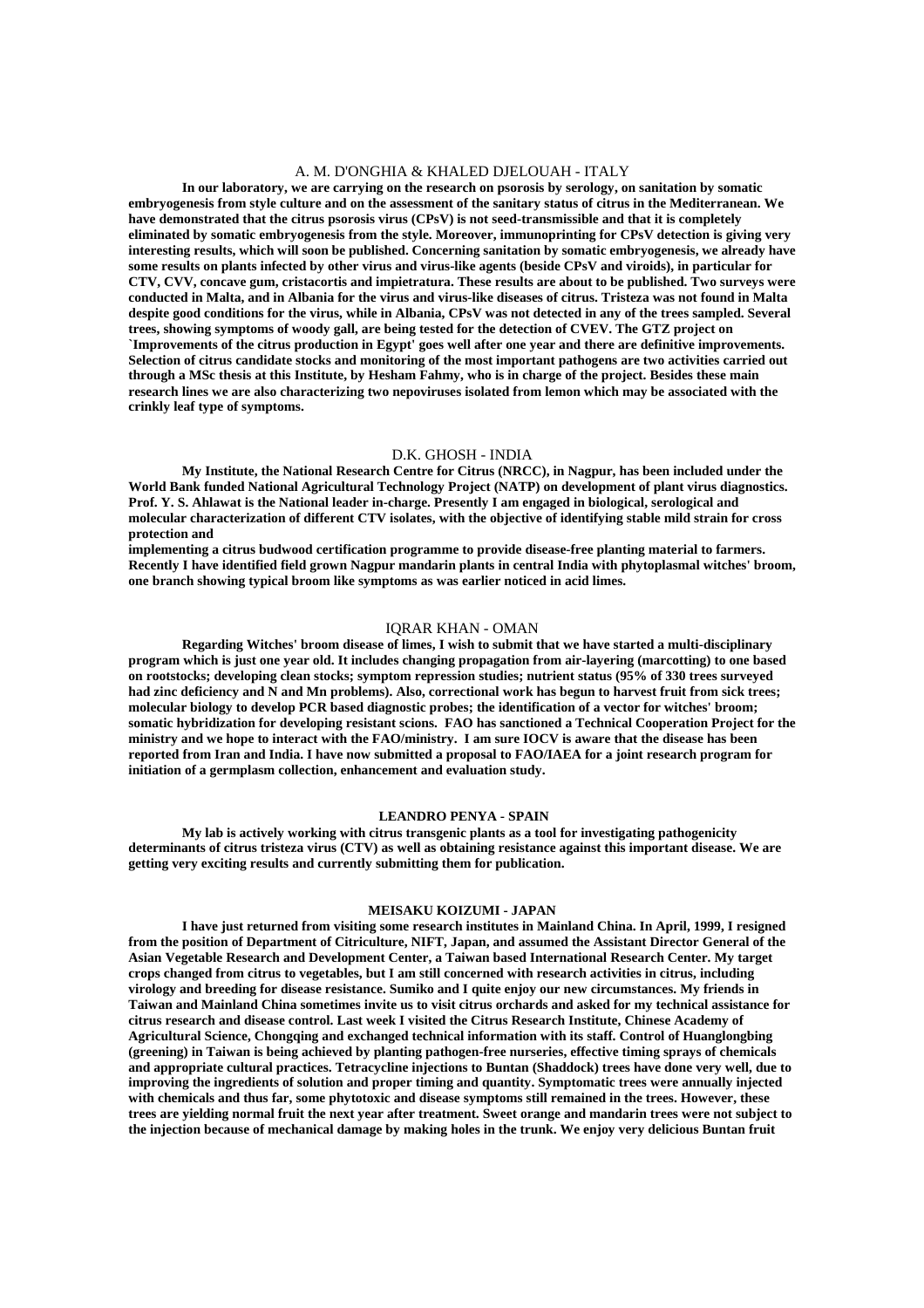### A. M. D'ONGHIA & KHALED DJELOUAH - ITALY

**In our laboratory, we are carrying on the research on psorosis by serology, on sanitation by somatic embryogenesis from style culture and on the assessment of the sanitary status of citrus in the Mediterranean. We have demonstrated that the citrus psorosis virus (CPsV) is not seed-transmissible and that it is completely eliminated by somatic embryogenesis from the style. Moreover, immunoprinting for CPsV detection is giving very interesting results, which will soon be published. Concerning sanitation by somatic embryogenesis, we already have some results on plants infected by other virus and virus-like agents (beside CPsV and viroids), in particular for CTV, CVV, concave gum, cristacortis and impietratura. These results are about to be published. Two surveys were conducted in Malta, and in Albania for the virus and virus-like diseases of citrus. Tristeza was not found in Malta despite good conditions for the virus, while in Albania, CPsV was not detected in any of the trees sampled. Several trees, showing symptoms of woody gall, are being tested for the detection of CVEV. The GTZ project on `Improvements of the citrus production in Egypt' goes well after one year and there are definitive improvements. Selection of citrus candidate stocks and monitoring of the most important pathogens are two activities carried out through a MSc thesis at this Institute, by Hesham Fahmy, who is in charge of the project. Besides these main research lines we are also characterizing two nepoviruses isolated from lemon which may be associated with the crinkly leaf type of symptoms.**

### D.K. GHOSH - INDIA

**My Institute, the National Research Centre for Citrus (NRCC), in Nagpur, has been included under the World Bank funded National Agricultural Technology Project (NATP) on development of plant virus diagnostics. Prof. Y. S. Ahlawat is the National leader in-charge. Presently I am engaged in biological, serological and molecular characterization of different CTV isolates, with the objective of identifying stable mild strain for cross protection and implementing a citrus budwood certification programme to provide disease-free planting material to farmers. Recently I have identified field grown Nagpur mandarin plants in central India with phytoplasmal witches' broom, one branch showing typical broom like symptoms as was earlier noticed in acid limes.**

### IQRAR KHAN - OMAN

**Regarding Witches' broom disease of limes, I wish to submit that we have started a multi-disciplinary program which is just one year old. It includes changing propagation from air-layering (marcotting) to one based on rootstocks; developing clean stocks; symptom repression studies; nutrient status (95% of 330 trees surveyed had zinc deficiency and N and Mn problems). Also, correctional work has begun to harvest fruit from sick trees; molecular biology to develop PCR based diagnostic probes; the identification of a vector for witches' broom; somatic hybridization for developing resistant scions. FAO has sanctioned a Technical Cooperation Project for the ministry and we hope to interact with the FAO/ministry. I am sure IOCV is aware that the disease has been reported from Iran and India. I have now submitted a proposal to FAO/IAEA for a joint research program for initiation of a germplasm collection, enhancement and evaluation study.**

### LEANDRO PENYA - SPAIN

**My lab is actively working with citrus transgenic plants as a tool for investigating pathogenicity determinants of citrus tristeza virus (CTV) as well as obtaining resistance against this important disease. We are getting very exciting results and currently submitting them for publication.**

### MEISAKU KOIZUMI - JAPAN

**I have just returned from visiting some research institutes in Mainland China. In April, 1999, I resigned from the position of Department of Citriculture, NIFT, Japan, and assumed the Assistant Director General of the Asian Vegetable Research and Development Center, a Taiwan based International Research Center. My target crops changed from citrus to vegetables, but I am still concerned with research activities in citrus, including virology and breeding for disease resistance. Sumiko and I quite enjoy our new circumstances. My friends in Taiwan and Mainland China sometimes invite us to visit citrus orchards and asked for my technical assistance for citrus research and disease control. Last week I visited the Citrus Research Institute, Chinese Academy of Agricultural Science, Chongqing and exchanged technical information with its staff. Control of Huanglongbing (greening) in Taiwan is being achieved by planting pathogen-free nurseries, effective timing sprays of chemicals and appropriate cultural practices. Tetracycline injections to Buntan (Shaddock) trees have done very well, due to improving the ingredients of solution and proper timing and quantity. Symptomatic trees were annually injected with chemicals and thus far, some phytotoxic and disease symptoms still remained in the trees. However, these trees are yielding normal fruit the next year after treatment. Sweet orange and mandarin trees were not subject to the injection because of mechanical damage by making holes in the trunk. We enjoy very delicious Buntan fruit**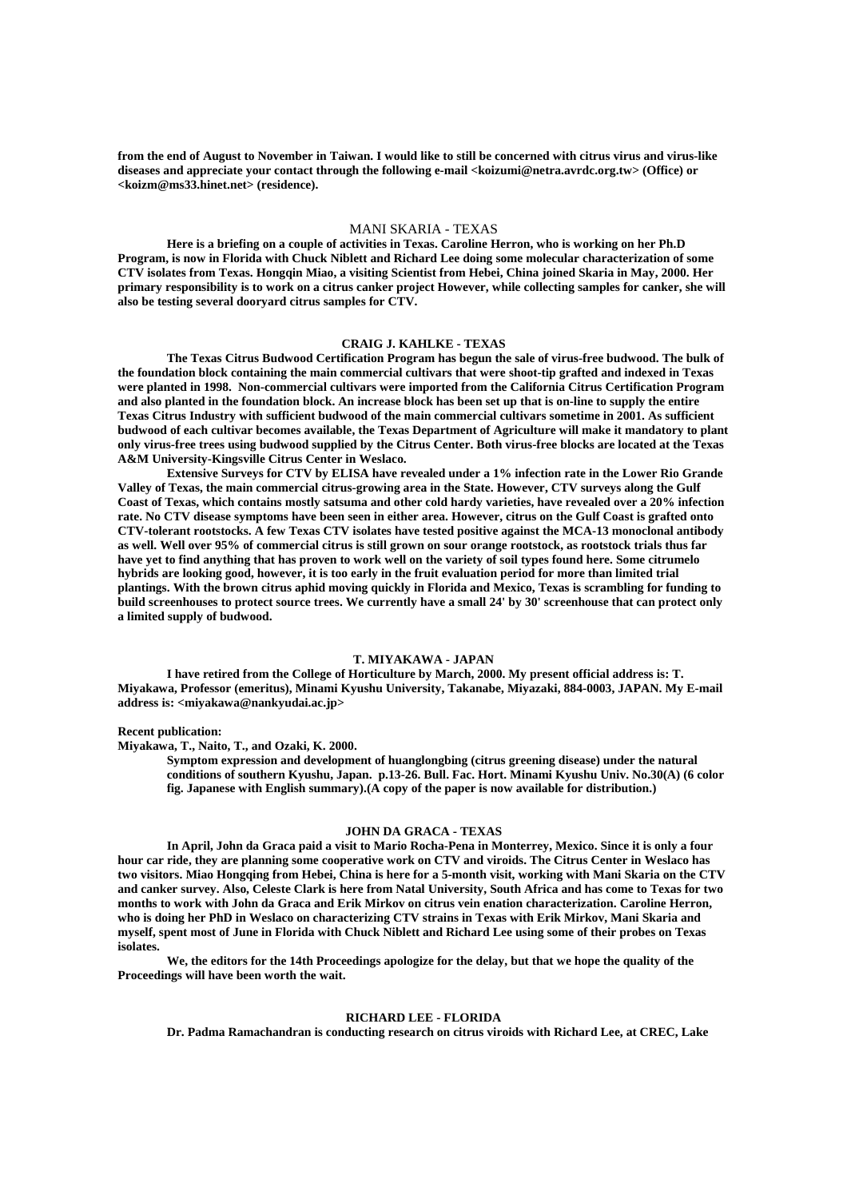**from the end of August to November in Taiwan. I would like to still be concerned with citrus virus and virus-like diseases and appreciate your contact through the following e-mail <koizumi@netra.avrdc.org.tw> (Office) or <koizm@ms33.hinet.net> (residence).**

### MANI SKARIA - TEXAS

**Here is a briefing on a couple of activities in Texas. Caroline Herron, who is working on her Ph.D Program, is now in Florida with Chuck Niblett and Richard Lee doing some molecular characterization of some CTV isolates from Texas. Hongqin Miao, a visiting Scientist from Hebei, China joined Skaria in May, 2000. Her primary responsibility is to work on a citrus canker project However, while collecting samples for canker, she will also be testing several dooryard citrus samples for CTV.**

### CRAIG J. KAHLKE - TEXAS

**The Texas Citrus Budwood Certification Program has begun the sale of virus-free budwood. The bulk of the foundation block containing the main commercial cultivars that were shoot-tip grafted and indexed in Texas were planted in 1998. Non-commercial cultivars were imported from the California Citrus Certification Program and also planted in the foundation block. An increase block has been set up that is on-line to supply the entire Texas Citrus Industry with sufficient budwood of the main commercial cultivars sometime in 2001. As sufficient budwood of each cultivar becomes available, the Texas Department of Agriculture will make it mandatory to plant only virus-free trees using budwood supplied by the Citrus Center. Both virus-free blocks are located at the Texas A&M University-Kingsville Citrus Center in Weslaco.**

**Extensive Surveys for CTV by ELISA have revealed under a 1% infection rate in the Lower Rio Grande Valley of Texas, the main commercial citrus-growing area in the State. However, CTV surveys along the Gulf Coast of Texas, which contains mostly satsuma and other cold hardy varieties, have revealed over a 20% infection rate. No CTV disease symptoms have been seen in either area. However, citrus on the Gulf Coast is grafted onto CTV-tolerant rootstocks. A few Texas CTV isolates have tested positive against the MCA-13 monoclonal antibody as well. Well over 95% of commercial citrus is still grown on sour orange rootstock, as rootstock trials thus far have yet to find anything that has proven to work well on the variety of soil types found here. Some citrumelo hybrids are looking good, however, it is too early in the fruit evaluation period for more than limited trial plantings. With the brown citrus aphid moving quickly in Florida and Mexico, Texas is scrambling for funding to build screenhouses to protect source trees. We currently have a small 24' by 30' screenhouse that can protect only a limited supply of budwood.**

### T. MIYAKAWA - JAPAN

**I have retired from the College of Horticulture by March, 2000. My present official address is: T. Miyakawa, Professor (emeritus), Minami Kyushu University, Takanabe, Miyazaki, 884-0003, JAPAN. My E-mail address is: <miyakawa@nankyudai.ac.jp>**

**Recent publication:**

**Miyakawa, T., Naito, T., and Ozaki, K. 2000.**

> **Symptom expression and development of huanglongbing (citrus greening disease) under the natural conditions of southern Kyushu, Japan. p.13-26. Bull. Fac. Hort. Minami Kyushu Univ. No.30(A) (6 color fig. Japanese with English summary).(A copy of the paper is now available for distribution.)**

### JOHN DA GRACA - TEXAS

**In April, John da Graca paid a visit to Mario Rocha-Pena in Monterrey, Mexico. Since it is only a four hour car ride, they are planning some cooperative work on CTV and viroids. The Citrus Center in Weslaco has two visitors. Miao Hongqing from Hebei, China is here for a 5-month visit, working with Mani Skaria on the CTV and canker survey. Also, Celeste Clark is here from Natal University, South Africa and has come to Texas for two months to work with John da Graca and Erik Mirkov on citrus vein enation characterization. Caroline Herron, who is doing her PhD in Weslaco on characterizing CTV strains in Texas with Erik Mirkov, Mani Skaria and myself, spent most of June in Florida with Chuck Niblett and Richard Lee using some of their probes on Texas isolates.**

**We, the editors for the 14th Proceedings apologize for the delay, but that we hope the quality of the Proceedings will have been worth the wait.**

### RICHARD LEE - FLORIDA

**Dr. Padma Ramachandran is conducting research on citrus viroids with Richard Lee, at CREC, Lake**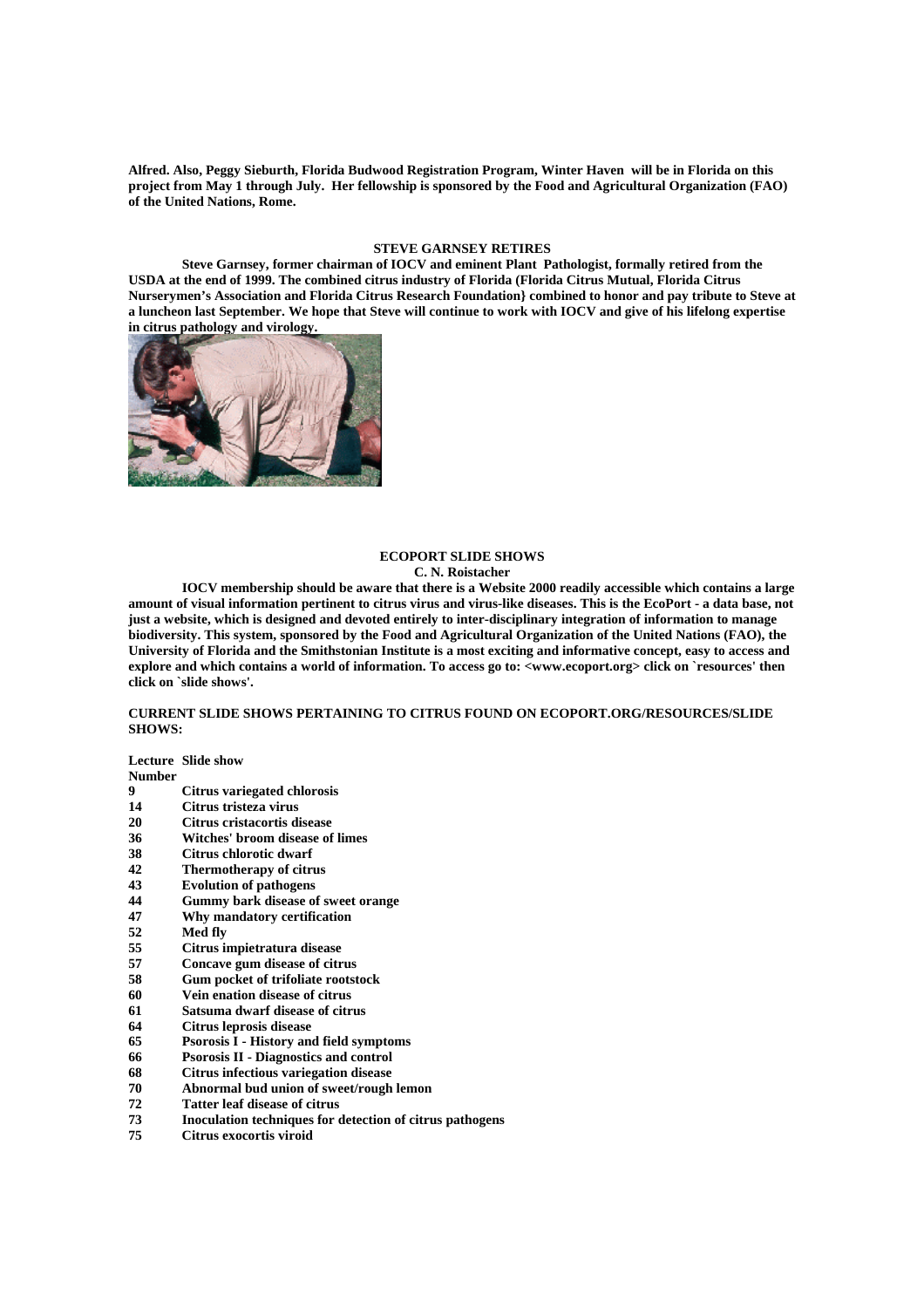**Alfred. Also, Peggy Sieburth, Florida Budwood Registration Program, Winter Haven will be in Florida on this project from May 1 through July. Her fellowship is sponsored by the Food and Agricultural Organization (FAO) of the United Nations, Rome.**

## STEVE GARNSEY RETIRES

**Steve Garnsey, former chairman of IOCV and eminent Plant Pathologist, formally retired from the USDA at the end of 1999. The combined citrus industry of Florida (Florida Citrus Mutual, Florida Citrus Nurserymen's Association and Florida Citrus Research Foundation} combined to honor and pay tribute to Steve at a luncheon last September. We hope that Steve will continue to work with IOCV and give of his lifelong expertise in citrus pathology and virology.**

## ECOPORT SLIDE SHOWS

**C. N. Roistacher**

**IOCV membership should be aware that there is a Website 2000 readily accessible which contains a large amount of visual information pertinent to citrus virus and virus-like diseases. This is the EcoPort - a data base, not just a website, which is designed and devoted entirely to inter-disciplinary integration of information to manage biodiversity. This system, sponsored by the Food and Agricultural Organization of the United Nations (FAO), the University of Florida and the Smithstonian Institute is a most exciting and informative concept, easy to access and explore and which contains a world of information. To access go to: <www.ecoport.org> click on `resources' then click on `slide shows'.**

**CURRENT SLIDE SHOWS PERTAINING TO CITRUS FOUND ON ECOPORT.ORG/RESOURCES/SLIDE SHOWS:**

| Lecture Number | Slide show |
|---|---|
| 9 | Citrus variegated chlorosis |
| 14 | Citrus tristeza virus |
| 20 | Citrus cristacortis disease |
| 36 | Witches' broom disease of limes |
| 38 | Citrus chlorotic dwarf |
| 42 | Thermotherapy of citrus |
| 43 | Evolution of pathogens |
| 44 | Gummy bark disease of sweet orange |
| 47 | Why mandatory certification |
| 52 | Med fly |
| 55 | Citrus impietratura disease |
| 57 | Concave gum disease of citrus |
| 58 | Gum pocket of trifoliate rootstock |
| 60 | Vein enation disease of citrus |
| 61 | Satsuma dwarf disease of citrus |
| 64 | Citrus leprosis disease |
| 65 | Psorosis I - History and field symptoms |
| 66 | Psorosis II - Diagnostics and control |
| 68 | Citrus infectious variegation disease |
| 70 | Abnormal bud union of sweet/rough lemon |
| 72 | Tatter leaf disease of citrus |
| 73 | Inoculation techniques for detection of citrus pathogens |
| 75 | Citrus exocortis viroid |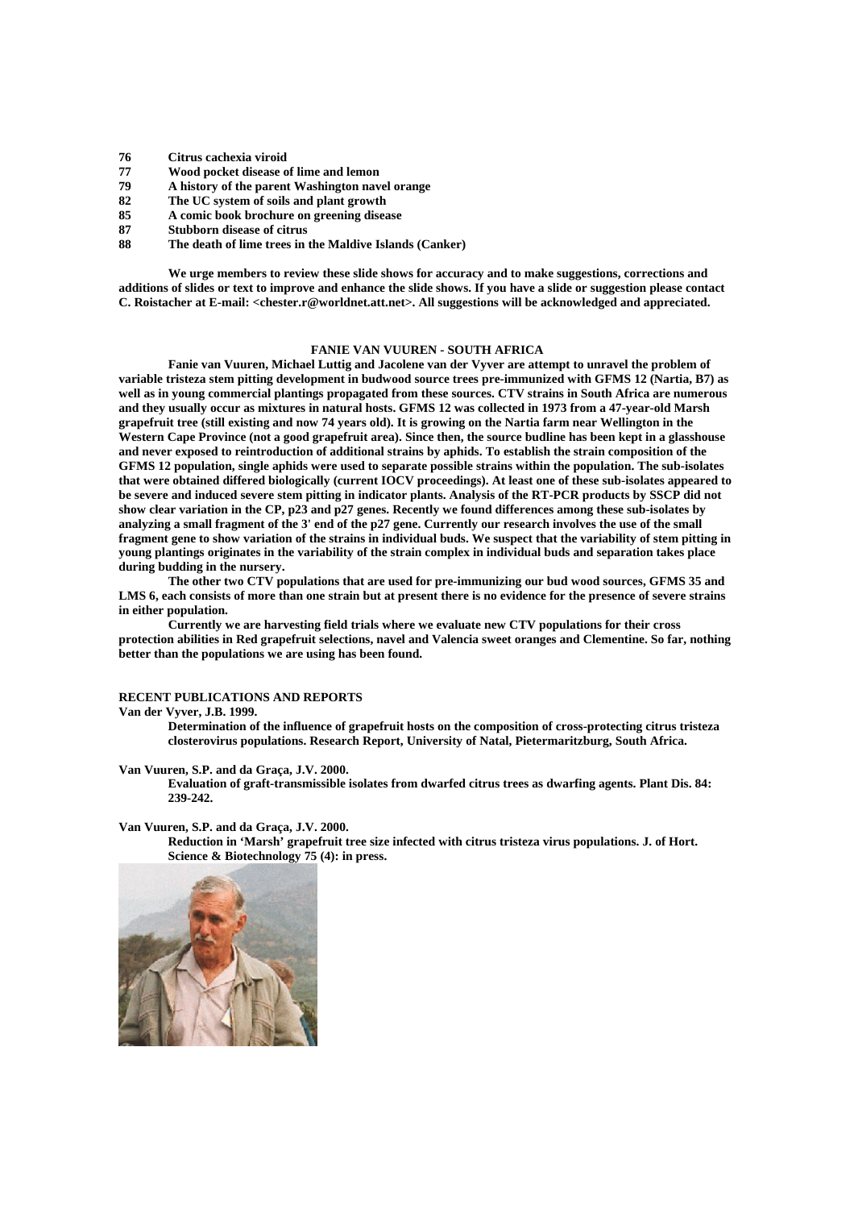**76 Citrus cachexia viroid**
**77 Wood pocket disease of lime and lemon**
**79 A history of the parent Washington navel orange**
**82 The UC system of soils and plant growth**
**85 A comic book brochure on greening disease**
**87 Stubborn disease of citrus**
**88 The death of lime trees in the Maldive Islands (Canker)**

**We urge members to review these slide shows for accuracy and to make suggestions, corrections and additions of slides or text to improve and enhance the slide shows. If you have a slide or suggestion please contact C. Roistacher at E-mail: <chester.r@worldnet.att.net>. All suggestions will be acknowledged and appreciated.**

## FANIE VAN VUUREN - SOUTH AFRICA

**Fanie van Vuuren, Michael Luttig and Jacolene van der Vyver are attempt to unravel the problem of variable tristeza stem pitting development in budwood source trees pre-immunized with GFMS 12 (Nartia, B7) as well as in young commercial plantings propagated from these sources. CTV strains in South Africa are numerous and they usually occur as mixtures in natural hosts. GFMS 12 was collected in 1973 from a 47-year-old Marsh grapefruit tree (still existing and now 74 years old). It is growing on the Nartia farm near Wellington in the Western Cape Province (not a good grapefruit area). Since then, the source budline has been kept in a glasshouse and never exposed to reintroduction of additional strains by aphids. To establish the strain composition of the GFMS 12 population, single aphids were used to separate possible strains within the population. The sub-isolates that were obtained differed biologically (current IOCV proceedings). At least one of these sub-isolates appeared to be severe and induced severe stem pitting in indicator plants. Analysis of the RT-PCR products by SSCP did not show clear variation in the CP, p23 and p27 genes. Recently we found differences among these sub-isolates by analyzing a small fragment of the 3' end of the p27 gene. Currently our research involves the use of the small fragment gene to show variation of the strains in individual buds. We suspect that the variability of stem pitting in young plantings originates in the variability of the strain complex in individual buds and separation takes place during budding in the nursery.**

**The other two CTV populations that are used for pre-immunizing our bud wood sources, GFMS 35 and LMS 6, each consists of more than one strain but at present there is no evidence for the presence of severe strains in either population.**

**Currently we are harvesting field trials where we evaluate new CTV populations for their cross protection abilities in Red grapefruit selections, navel and Valencia sweet oranges and Clementine. So far, nothing better than the populations we are using has been found.**

### RECENT PUBLICATIONS AND REPORTS

**Van der Vyver, J.B. 1999.**

> **Determination of the influence of grapefruit hosts on the composition of cross-protecting citrus tristeza closterovirus populations. Research Report, University of Natal, Pietermaritzburg, South Africa.**

**Van Vuuren, S.P. and da Graça, J.V. 2000.**

> **Evaluation of graft-transmissible isolates from dwarfed citrus trees as dwarfing agents. Plant Dis. 84: 239-242.**

**Van Vuuren, S.P. and da Graça, J.V. 2000.**

> **Reduction in 'Marsh' grapefruit tree size infected with citrus tristeza virus populations. J. of Hort. Science & Biotechnology 75 (4): in press.**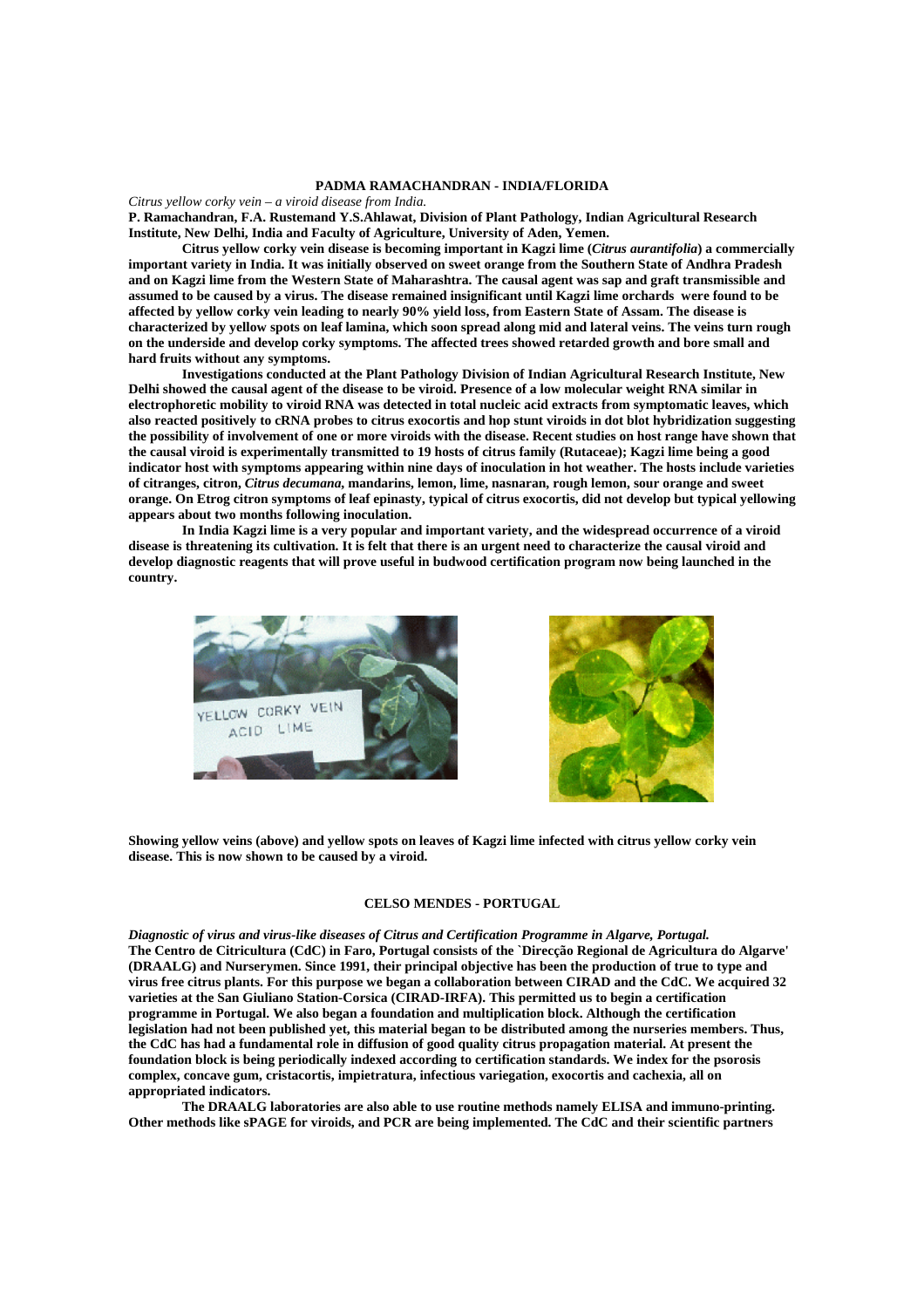## PADMA RAMACHANDRAN - INDIA/FLORIDA

*Citrus yellow corky vein – a viroid disease from India.*

**P. Ramachandran, F.A. Rustemand Y.S.Ahlawat, Division of Plant Pathology, Indian Agricultural Research Institute, New Delhi, India and Faculty of Agriculture, University of Aden, Yemen.**

**Citrus yellow corky vein disease is becoming important in Kagzi lime (*Citrus aurantifolia*) a commercially important variety in India. It was initially observed on sweet orange from the Southern State of Andhra Pradesh and on Kagzi lime from the Western State of Maharashtra. The causal agent was sap and graft transmissible and assumed to be caused by a virus. The disease remained insignificant until Kagzi lime orchards were found to be affected by yellow corky vein leading to nearly 90% yield loss, from Eastern State of Assam. The disease is characterized by yellow spots on leaf lamina, which soon spread along mid and lateral veins. The veins turn rough on the underside and develop corky symptoms. The affected trees showed retarded growth and bore small and hard fruits without any symptoms.**

**Investigations conducted at the Plant Pathology Division of Indian Agricultural Research Institute, New Delhi showed the causal agent of the disease to be viroid. Presence of a low molecular weight RNA similar in electrophoretic mobility to viroid RNA was detected in total nucleic acid extracts from symptomatic leaves, which also reacted positively to cRNA probes to citrus exocortis and hop stunt viroids in dot blot hybridization suggesting the possibility of involvement of one or more viroids with the disease. Recent studies on host range have shown that the causal viroid is experimentally transmitted to 19 hosts of citrus family (Rutaceae); Kagzi lime being a good indicator host with symptoms appearing within nine days of inoculation in hot weather. The hosts include varieties of citranges, citron, *Citrus decumana*, mandarins, lemon, lime, nasnaran, rough lemon, sour orange and sweet orange. On Etrog citron symptoms of leaf epinasty, typical of citrus exocortis, did not develop but typical yellowing appears about two months following inoculation.**

**In India Kagzi lime is a very popular and important variety, and the widespread occurrence of a viroid disease is threatening its cultivation. It is felt that there is an urgent need to characterize the causal viroid and develop diagnostic reagents that will prove useful in budwood certification program now being launched in the country.**

**Showing yellow veins (above) and yellow spots on leaves of Kagzi lime infected with citrus yellow corky vein disease. This is now shown to be caused by a viroid.**

## CELSO MENDES - PORTUGAL

***Diagnostic of virus and virus-like diseases of Citrus and Certification Programme in Algarve, Portugal.***

**The Centro de Citricultura (CdC) in Faro, Portugal consists of the `Direcção Regional de Agricultura do Algarve' (DRAALG) and Nurserymen. Since 1991, their principal objective has been the production of true to type and virus free citrus plants. For this purpose we began a collaboration between CIRAD and the CdC. We acquired 32 varieties at the San Giuliano Station-Corsica (CIRAD-IRFA). This permitted us to begin a certification programme in Portugal. We also began a foundation and multiplication block. Although the certification legislation had not been published yet, this material began to be distributed among the nurseries members. Thus, the CdC has had a fundamental role in diffusion of good quality citrus propagation material. At present the foundation block is being periodically indexed according to certification standards. We index for the psorosis complex, concave gum, cristacortis, impietratura, infectious variegation, exocortis and cachexia, all on appropriated indicators.**

**The DRAALG laboratories are also able to use routine methods namely ELISA and immuno-printing. Other methods like sPAGE for viroids, and PCR are being implemented. The CdC and their scientific partners**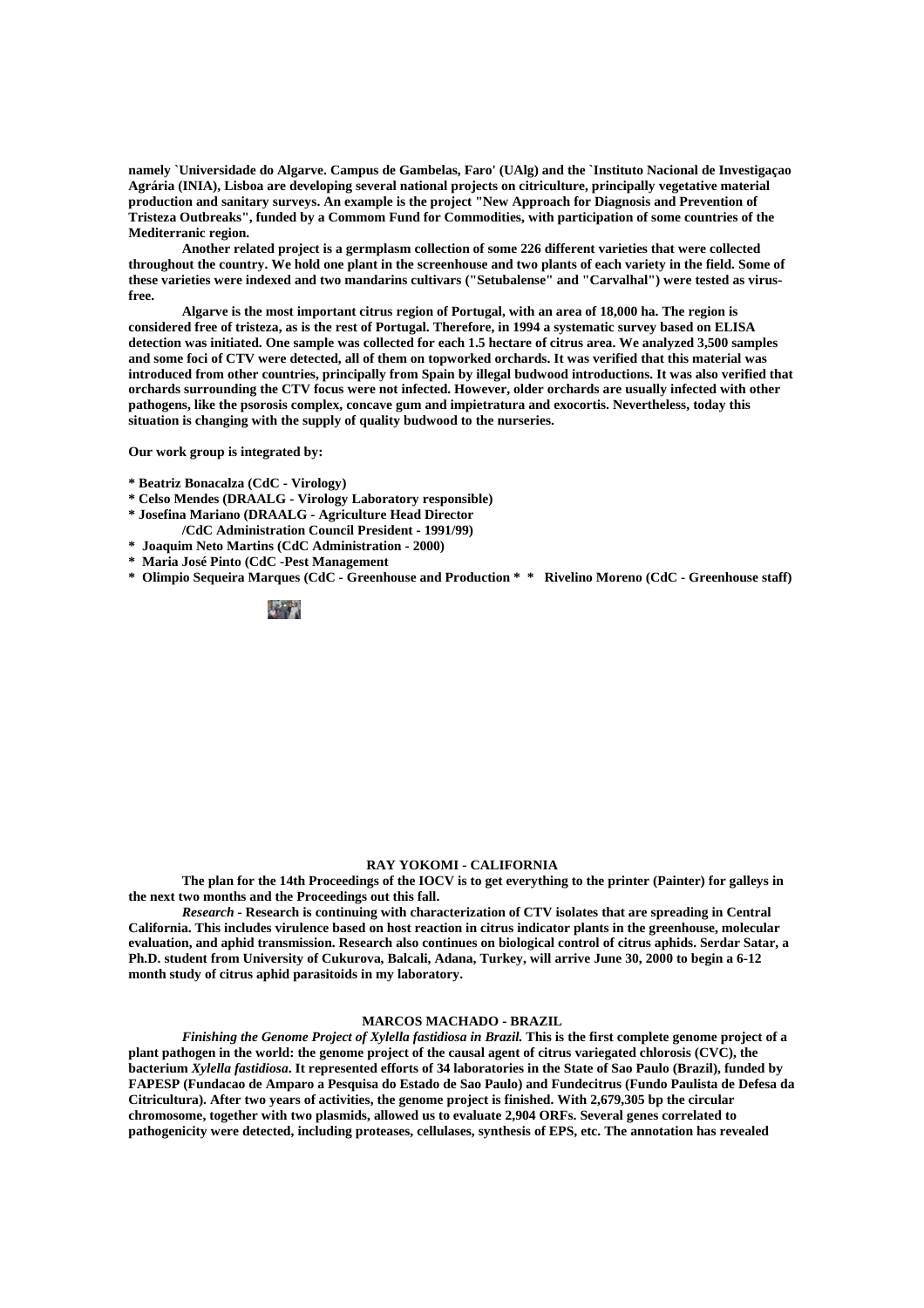**namely `Universidade do Algarve. Campus de Gambelas, Faro' (UAlg) and the `Instituto Nacional de Investigaçao Agrária (INIA), Lisboa are developing several national projects on citriculture, principally vegetative material production and sanitary surveys. An example is the project "New Approach for Diagnosis and Prevention of Tristeza Outbreaks", funded by a Commom Fund for Commodities, with participation of some countries of the Mediterranic region.**

**Another related project is a germplasm collection of some 226 different varieties that were collected throughout the country. We hold one plant in the screenhouse and two plants of each variety in the field. Some of these varieties were indexed and two mandarins cultivars ("Setubalense" and "Carvalhal") were tested as virus-free.**

**Algarve is the most important citrus region of Portugal, with an area of 18,000 ha. The region is considered free of tristeza, as is the rest of Portugal. Therefore, in 1994 a systematic survey based on ELISA detection was initiated. One sample was collected for each 1.5 hectare of citrus area. We analyzed 3,500 samples and some foci of CTV were detected, all of them on topworked orchards. It was verified that this material was introduced from other countries, principally from Spain by illegal budwood introductions. It was also verified that orchards surrounding the CTV focus were not infected. However, older orchards are usually infected with other pathogens, like the psorosis complex, concave gum and impietratura and exocortis. Nevertheless, today this situation is changing with the supply of quality budwood to the nurseries.**

**Our work group is integrated by:**

**\* Beatriz Bonacalza (CdC - Virology)**
**\* Celso Mendes (DRAALG - Virology Laboratory responsible)**
**\* Josefina Mariano (DRAALG - Agriculture Head Director /CdC Administration Council President - 1991/99)**
**\* Joaquim Neto Martins (CdC Administration - 2000)**
**\* Maria José Pinto (CdC -Pest Management**
**\* Olimpio Sequeira Marques (CdC - Greenhouse and Production \* \* Rivelino Moreno (CdC - Greenhouse staff)**

## RAY YOKOMI - CALIFORNIA

**The plan for the 14th Proceedings of the IOCV is to get everything to the printer (Painter) for galleys in the next two months and the Proceedings out this fall.**

***Research*** **- Research is continuing with characterization of CTV isolates that are spreading in Central California. This includes virulence based on host reaction in citrus indicator plants in the greenhouse, molecular evaluation, and aphid transmission. Research also continues on biological control of citrus aphids. Serdar Satar, a Ph.D. student from University of Cukurova, Balcali, Adana, Turkey, will arrive June 30, 2000 to begin a 6-12 month study of citrus aphid parasitoids in my laboratory.**

## MARCOS MACHADO - BRAZIL

***Finishing the Genome Project of Xylella fastidiosa in Brazil.*** **This is the first complete genome project of a plant pathogen in the world: the genome project of the causal agent of citrus variegated chlorosis (CVC), the bacterium *Xylella fastidiosa*. It represented efforts of 34 laboratories in the State of Sao Paulo (Brazil), funded by FAPESP (Fundacao de Amparo a Pesquisa do Estado de Sao Paulo) and Fundecitrus (Fundo Paulista de Defesa da Citricultura). After two years of activities, the genome project is finished. With 2,679,305 bp the circular chromosome, together with two plasmids, allowed us to evaluate 2,904 ORFs. Several genes correlated to pathogenicity were detected, including proteases, cellulases, synthesis of EPS, etc. The annotation has revealed**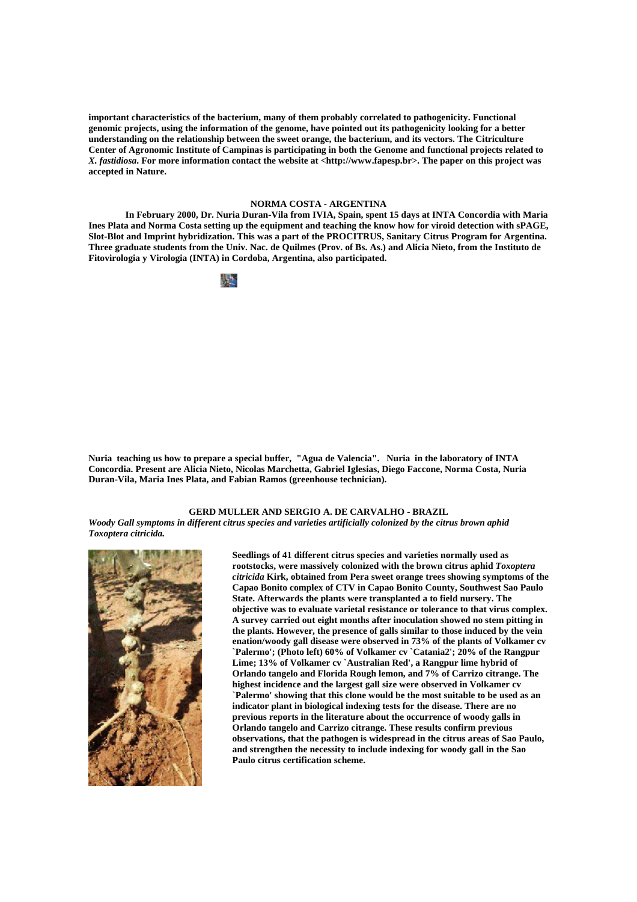important characteristics of the bacterium, many of them probably correlated to pathogenicity. Functional genomic projects, using the information of the genome, have pointed out its pathogenicity looking for a better understanding on the relationship between the sweet orange, the bacterium, and its vectors. The Citriculture Center of Agronomic Institute of Campinas is participating in both the Genome and functional projects related to *X. fastidiosa*. For more information contact the website at <http://www.fapesp.br>. The paper on this project was accepted in Nature.

## NORMA COSTA - ARGENTINA

In February 2000, Dr. Nuria Duran-Vila from IVIA, Spain, spent 15 days at INTA Concordia with Maria Ines Plata and Norma Costa setting up the equipment and teaching the know how for viroid detection with sPAGE, Slot-Blot and Imprint hybridization. This was a part of the PROCITRUS, Sanitary Citrus Program for Argentina. Three graduate students from the Univ. Nac. de Quilmes (Prov. of Bs. As.) and Alicia Nieto, from the Instituto de Fitovirologia y Virologia (INTA) in Cordoba, Argentina, also participated.

Nuria teaching us how to prepare a special buffer, "Agua de Valencia". Nuria in the laboratory of INTA Concordia. Present are Alicia Nieto, Nicolas Marchetta, Gabriel Iglesias, Diego Faccone, Norma Costa, Nuria Duran-Vila, Maria Ines Plata, and Fabian Ramos (greenhouse technician).

## GERD MULLER AND SERGIO A. DE CARVALHO - BRAZIL

***Woody Gall symptoms in different citrus species and varieties artificially colonized by the citrus brown aphid Toxoptera citricida.***

Seedlings of 41 different citrus species and varieties normally used as rootstocks, were massively colonized with the brown citrus aphid *Toxoptera citricida* Kirk, obtained from Pera sweet orange trees showing symptoms of the Capao Bonito complex of CTV in Capao Bonito County, Southwest Sao Paulo State. Afterwards the plants were transplanted a to field nursery. The objective was to evaluate varietal resistance or tolerance to that virus complex. A survey carried out eight months after inoculation showed no stem pitting in the plants. However, the presence of galls similar to those induced by the vein enation/woody gall disease were observed in 73% of the plants of Volkamer cv `Palermo'; (Photo left) 60% of Volkamer cv `Catania2'; 20% of the Rangpur Lime; 13% of Volkamer cv `Australian Red', a Rangpur lime hybrid of Orlando tangelo and Florida Rough lemon, and 7% of Carrizo citrange. The highest incidence and the largest gall size were observed in Volkamer cv `Palermo' showing that this clone would be the most suitable to be used as an indicator plant in biological indexing tests for the disease. There are no previous reports in the literature about the occurrence of woody galls in Orlando tangelo and Carrizo citrange. These results confirm previous observations, that the pathogen is widespread in the citrus areas of Sao Paulo, and strengthen the necessity to include indexing for woody gall in the Sao Paulo citrus certification scheme.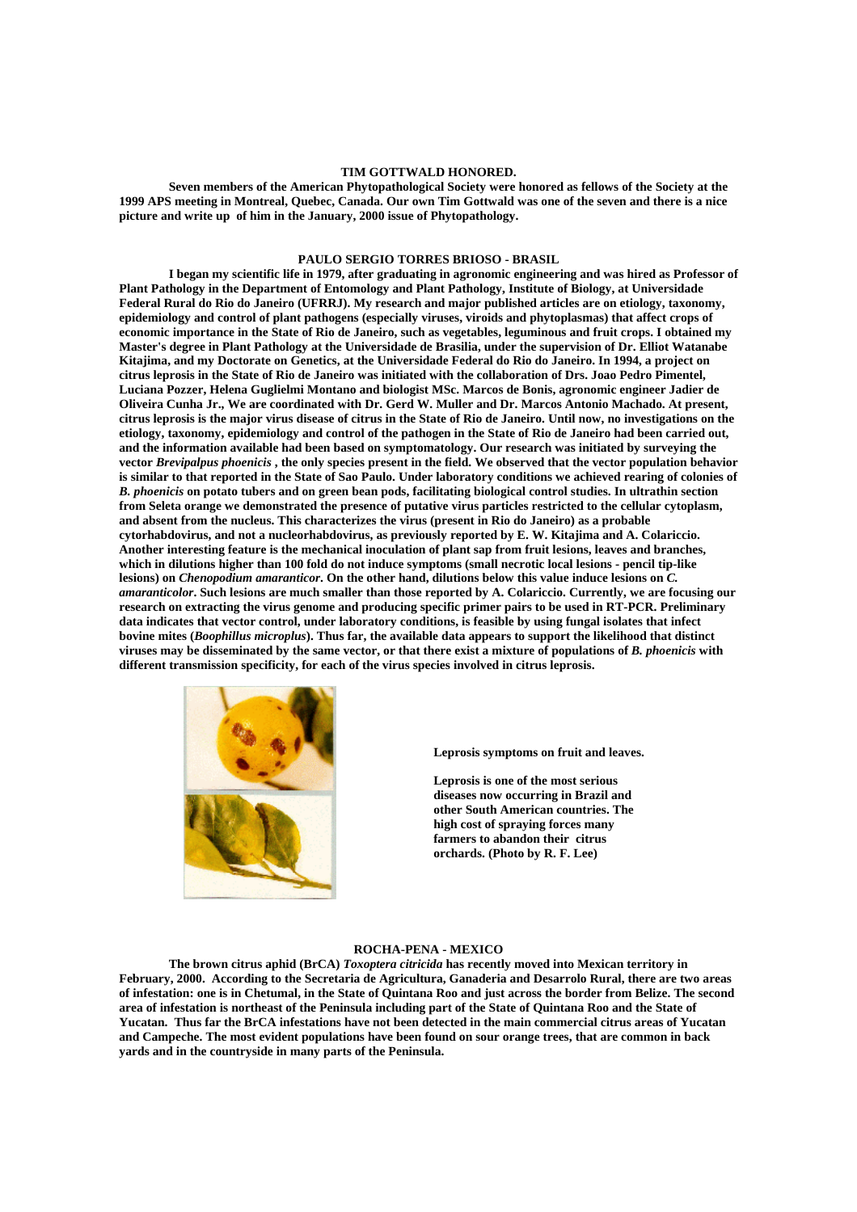### TIM GOTTWALD HONORED.

**Seven members of the American Phytopathological Society were honored as fellows of the Society at the 1999 APS meeting in Montreal, Quebec, Canada. Our own Tim Gottwald was one of the seven and there is a nice picture and write up of him in the January, 2000 issue of Phytopathology.**

### PAULO SERGIO TORRES BRIOSO - BRASIL

**I began my scientific life in 1979, after graduating in agronomic engineering and was hired as Professor of Plant Pathology in the Department of Entomology and Plant Pathology, Institute of Biology, at Universidade Federal Rural do Rio do Janeiro (UFRRJ). My research and major published articles are on etiology, taxonomy, epidemiology and control of plant pathogens (especially viruses, viroids and phytoplasmas) that affect crops of economic importance in the State of Rio de Janeiro, such as vegetables, leguminous and fruit crops. I obtained my Master's degree in Plant Pathology at the Universidade de Brasilia, under the supervision of Dr. Elliot Watanabe Kitajima, and my Doctorate on Genetics, at the Universidade Federal do Rio do Janeiro. In 1994, a project on citrus leprosis in the State of Rio de Janeiro was initiated with the collaboration of Drs. Joao Pedro Pimentel, Luciana Pozzer, Helena Guglielmi Montano and biologist MSc. Marcos de Bonis, agronomic engineer Jadier de Oliveira Cunha Jr., We are coordinated with Dr. Gerd W. Muller and Dr. Marcos Antonio Machado. At present, citrus leprosis is the major virus disease of citrus in the State of Rio de Janeiro. Until now, no investigations on the etiology, taxonomy, epidemiology and control of the pathogen in the State of Rio de Janeiro had been carried out, and the information available had been based on symptomatology. Our research was initiated by surveying the vector *Brevipalpus phoenicis* , the only species present in the field. We observed that the vector population behavior is similar to that reported in the State of Sao Paulo. Under laboratory conditions we achieved rearing of colonies of *B. phoenicis* on potato tubers and on green bean pods, facilitating biological control studies. In ultrathin section from Seleta orange we demonstrated the presence of putative virus particles restricted to the cellular cytoplasm, and absent from the nucleus. This characterizes the virus (present in Rio do Janeiro) as a probable cytorhabdovirus, and not a nucleorhabdovirus, as previously reported by E. W. Kitajima and A. Colariccio. Another interesting feature is the mechanical inoculation of plant sap from fruit lesions, leaves and branches, which in dilutions higher than 100 fold do not induce symptoms (small necrotic local lesions - pencil tip-like lesions) on *Chenopodium amaranticor.* On the other hand, dilutions below this value induce lesions on *C. amaranticolor*. Such lesions are much smaller than those reported by A. Colariccio. Currently, we are focusing our research on extracting the virus genome and producing specific primer pairs to be used in RT-PCR. Preliminary data indicates that vector control, under laboratory conditions, is feasible by using fungal isolates that infect bovine mites (*Boophillus microplus*). Thus far, the available data appears to support the likelihood that distinct viruses may be disseminated by the same vector, or that there exist a mixture of populations of *B. phoenicis* with different transmission specificity, for each of the virus species involved in citrus leprosis.**

**Leprosis symptoms on fruit and leaves.**

**Leprosis is one of the most serious diseases now occurring in Brazil and other South American countries. The high cost of spraying forces many farmers to abandon their citrus orchards. (Photo by R. F. Lee)**

### ROCHA-PENA - MEXICO

**The brown citrus aphid (BrCA) *Toxoptera citricida* has recently moved into Mexican territory in February, 2000. According to the Secretaria de Agricultura, Ganaderia and Desarrolo Rural, there are two areas of infestation: one is in Chetumal, in the State of Quintana Roo and just across the border from Belize. The second area of infestation is northeast of the Peninsula including part of the State of Quintana Roo and the State of Yucatan. Thus far the BrCA infestations have not been detected in the main commercial citrus areas of Yucatan and Campeche. The most evident populations have been found on sour orange trees, that are common in back yards and in the countryside in many parts of the Peninsula.**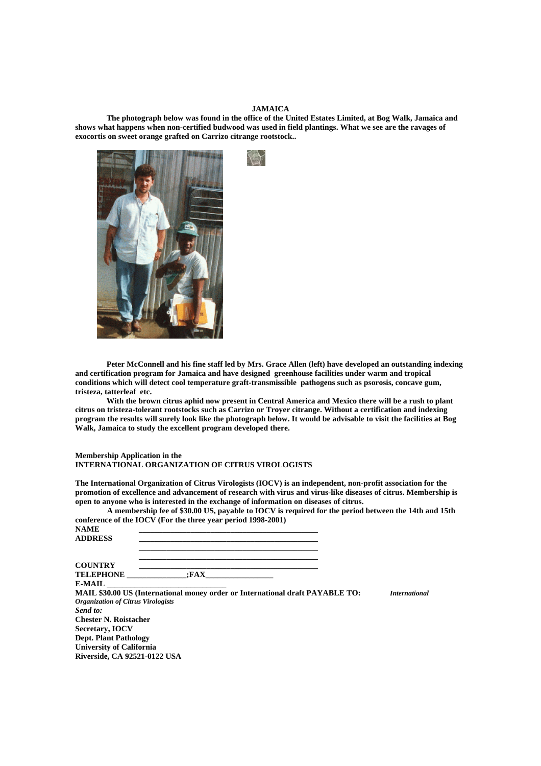**JAMAICA**

**The photograph below was found in the office of the United Estates Limited, at Bog Walk, Jamaica and shows what happens when non-certified budwood was used in field plantings. What we see are the ravages of exocortis on sweet orange grafted on Carrizo citrange rootstock..**

**Peter McConnell and his fine staff led by Mrs. Grace Allen (left) have developed an outstanding indexing and certification program for Jamaica and have designed greenhouse facilities under warm and tropical conditions which will detect cool temperature graft-transmissible pathogens such as psorosis, concave gum, tristeza, tatterleaf etc.**

**With the brown citrus aphid now present in Central America and Mexico there will be a rush to plant citrus on tristeza-tolerant rootstocks such as Carrizo or Troyer citrange. Without a certification and indexing program the results will surely look like the photograph below. It would be advisable to visit the facilities at Bog Walk, Jamaica to study the excellent program developed there.**

**Membership Application in the**
**INTERNATIONAL ORGANIZATION OF CITRUS VIROLOGISTS**

**The International Organization of Citrus Virologists (IOCV) is an independent, non-profit association for the promotion of excellence and advancement of research with virus and virus-like diseases of citrus. Membership is open to anyone who is interested in the exchange of information on diseases of citrus.**

**A membership fee of $30.00 US, payable to IOCV is required for the period between the 14th and 15th conference of the IOCV (For the three year period 1998-2001)**

**NAME** ____________________________________________

**ADDRESS** ____________________________________________
____________________________________________
____________________________________________

**COUNTRY** ____________________________________________

**TELEPHONE** _______________;**FAX**_________________

**E-MAIL** ______________________________

**MAIL $30.00 US (International money order or International draft PAYABLE TO:** ***International Organization of Citrus Virologists***

***Send to:***

**Chester N. Roistacher**
**Secretary, IOCV**
**Dept. Plant Pathology**
**University of California**
**Riverside, CA 92521-0122 USA**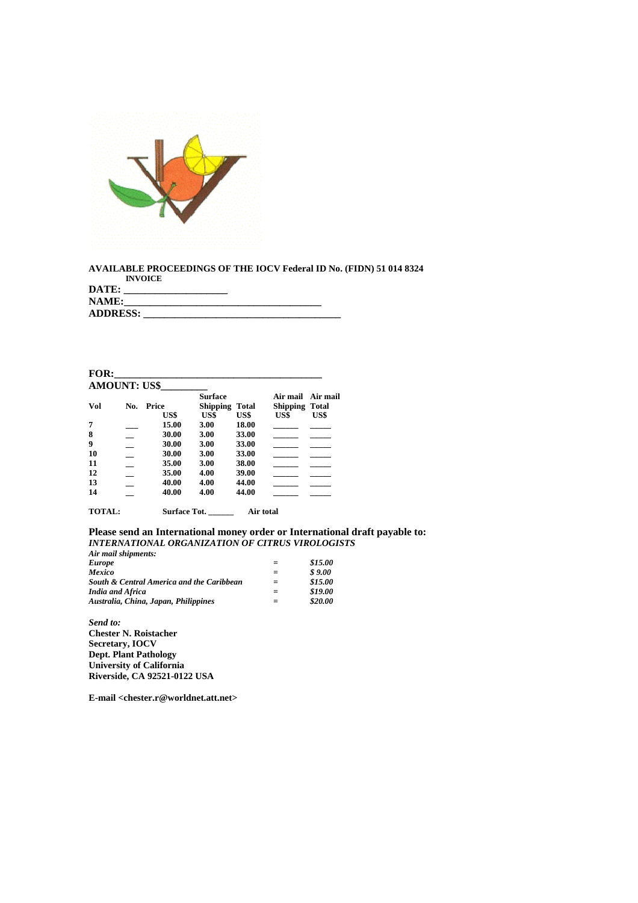**AVAILABLE PROCEEDINGS OF THE IOCV Federal ID No. (FIDN) 51 014 8324**
**INVOICE**

**DATE: ____________________**
**NAME:_______________________________________**
**ADDRESS: _____________________________________**

**FOR:_________________________________________**
**AMOUNT: US$_________**

| Vol | No. | Price US$ | Surface Shipping US$ | Total US$ | Air mail Shipping US$ | Air mail Total US$ |
|---|---|---|---|---|---|---|
| 7 | ___ | 15.00 | 3.00 | 18.00 | ______ | _____ |
| 8 | __ | 30.00 | 3.00 | 33.00 | ______ | _____ |
| 9 | __ | 30.00 | 3.00 | 33.00 | ______ | _____ |
| 10 | __ | 30.00 | 3.00 | 33.00 | ______ | _____ |
| 11 | __ | 35.00 | 3.00 | 38.00 | ______ | _____ |
| 12 | __ | 35.00 | 4.00 | 39.00 | ______ | _____ |
| 13 | __ | 40.00 | 4.00 | 44.00 | ______ | _____ |
| 14 | __ | 40.00 | 4.00 | 44.00 | ______ | _____ |

**TOTAL:** **Surface Tot. ______** **Air total**

**Please send an International money order or International draft payable to:**
***INTERNATIONAL ORGANIZATION OF CITRUS VIROLOGISTS***

***Air mail shipments:***

| | | |
|---|---|---|
| ***Europe*** | = | ***$15.00*** |
| ***Mexico*** | = | ***$ 9.00*** |
| ***South & Central America and the Caribbean*** | = | ***$15.00*** |
| ***India and Africa*** | = | ***$19.00*** |
| ***Australia, China, Japan, Philippines*** | = | ***$20.00*** |

***Send to:***
**Chester N. Roistacher**
**Secretary, IOCV**
**Dept. Plant Pathology**
**University of California**
**Riverside, CA 92521-0122 USA**

**E-mail <chester.r@worldnet.att.net>**